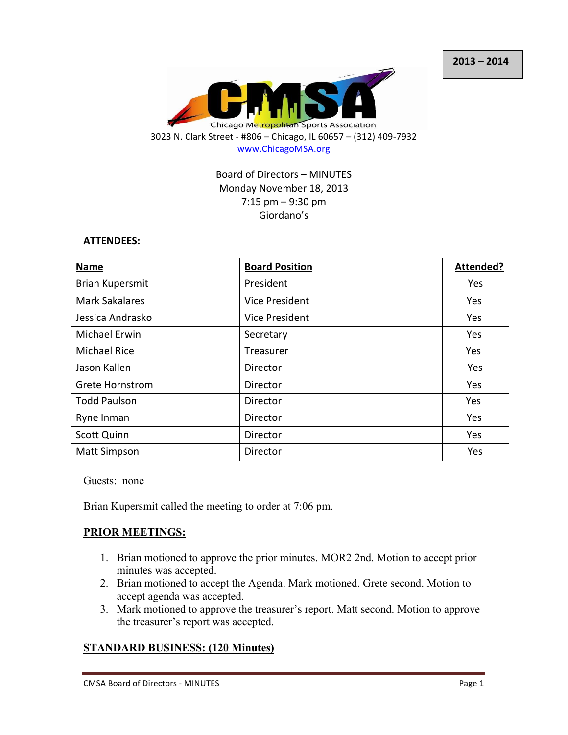**2013 – 2014**

Chicago Metropolitan Sports Association

3023 N. Clark Street - #806 – Chicago, IL 60657 – (312) 409-7932

www.ChicagoMSA.org

Board of Directors – MINUTES
Monday November 18, 2013
7:15 pm – 9:30 pm
Giordano's

**ATTENDEES:**

| **Name** | **Board Position** | **Attended?** |
|---|---|---|
| Brian Kupersmit | President | Yes |
| Mark Sakalares | Vice President | Yes |
| Jessica Andrasko | Vice President | Yes |
| Michael Erwin | Secretary | Yes |
| Michael Rice | Treasurer | Yes |
| Jason Kallen | Director | Yes |
| Grete Hornstrom | Director | Yes |
| Todd Paulson | Director | Yes |
| Ryne Inman | Director | Yes |
| Scott Quinn | Director | Yes |
| Matt Simpson | Director | Yes |

Guests: none

Brian Kupersmit called the meeting to order at 7:06 pm.

## PRIOR MEETINGS:

1. Brian motioned to approve the prior minutes. MOR2 2nd. Motion to accept prior minutes was accepted.
2. Brian motioned to accept the Agenda. Mark motioned. Grete second. Motion to accept agenda was accepted.
3. Mark motioned to approve the treasurer's report. Matt second. Motion to approve the treasurer's report was accepted.

## STANDARD BUSINESS: (120 Minutes)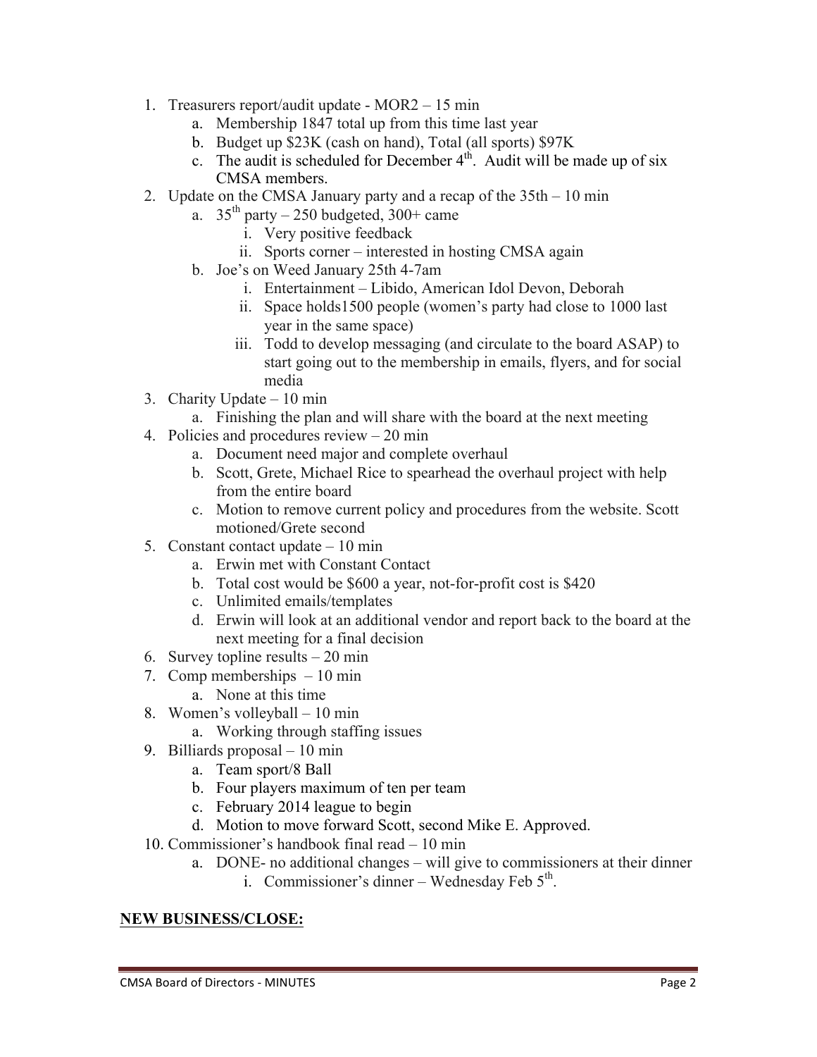1. Treasurers report/audit update - MOR2 – 15 min
   a. Membership 1847 total up from this time last year
   b. Budget up $23K (cash on hand), Total (all sports) $97K
   c. The audit is scheduled for December 4th. Audit will be made up of six CMSA members.
2. Update on the CMSA January party and a recap of the 35th – 10 min
   a. 35th party – 250 budgeted, 300+ came
      i. Very positive feedback
      ii. Sports corner – interested in hosting CMSA again
   b. Joe's on Weed January 25th 4-7am
      i. Entertainment – Libido, American Idol Devon, Deborah
      ii. Space holds1500 people (women's party had close to 1000 last year in the same space)
      iii. Todd to develop messaging (and circulate to the board ASAP) to start going out to the membership in emails, flyers, and for social media
3. Charity Update – 10 min
   a. Finishing the plan and will share with the board at the next meeting
4. Policies and procedures review – 20 min
   a. Document need major and complete overhaul
   b. Scott, Grete, Michael Rice to spearhead the overhaul project with help from the entire board
   c. Motion to remove current policy and procedures from the website. Scott motioned/Grete second
5. Constant contact update – 10 min
   a. Erwin met with Constant Contact
   b. Total cost would be $600 a year, not-for-profit cost is $420
   c. Unlimited emails/templates
   d. Erwin will look at an additional vendor and report back to the board at the next meeting for a final decision
6. Survey topline results – 20 min
7. Comp memberships – 10 min
   a. None at this time
8. Women's volleyball – 10 min
   a. Working through staffing issues
9. Billiards proposal – 10 min
   a. Team sport/8 Ball
   b. Four players maximum of ten per team
   c. February 2014 league to begin
   d. Motion to move forward Scott, second Mike E. Approved.
10. Commissioner's handbook final read – 10 min
    a. DONE- no additional changes – will give to commissioners at their dinner
       i. Commissioner's dinner – Wednesday Feb 5th.

**NEW BUSINESS/CLOSE:**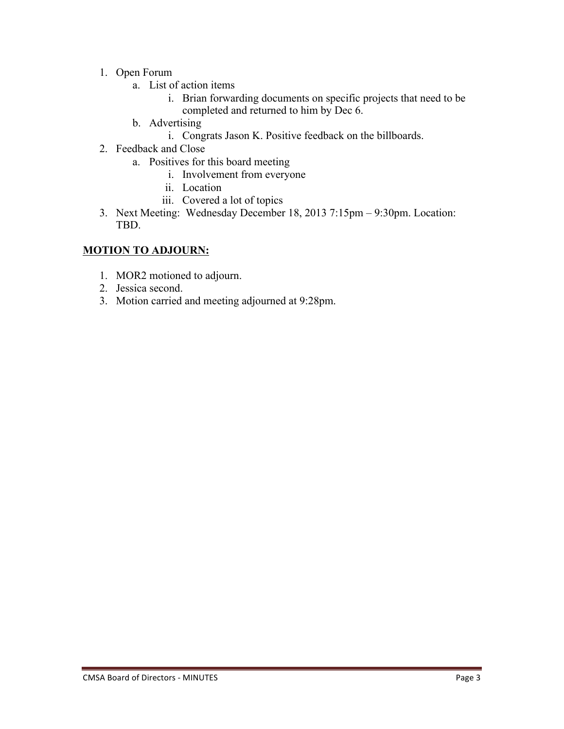1. Open Forum
    a. List of action items
        i. Brian forwarding documents on specific projects that need to be completed and returned to him by Dec 6.
    b. Advertising
        i. Congrats Jason K. Positive feedback on the billboards.
2. Feedback and Close
    a. Positives for this board meeting
        i. Involvement from everyone
        ii. Location
        iii. Covered a lot of topics
3. Next Meeting: Wednesday December 18, 2013 7:15pm – 9:30pm. Location: TBD.

**MOTION TO ADJOURN:**

1. MOR2 motioned to adjourn.
2. Jessica second.
3. Motion carried and meeting adjourned at 9:28pm.